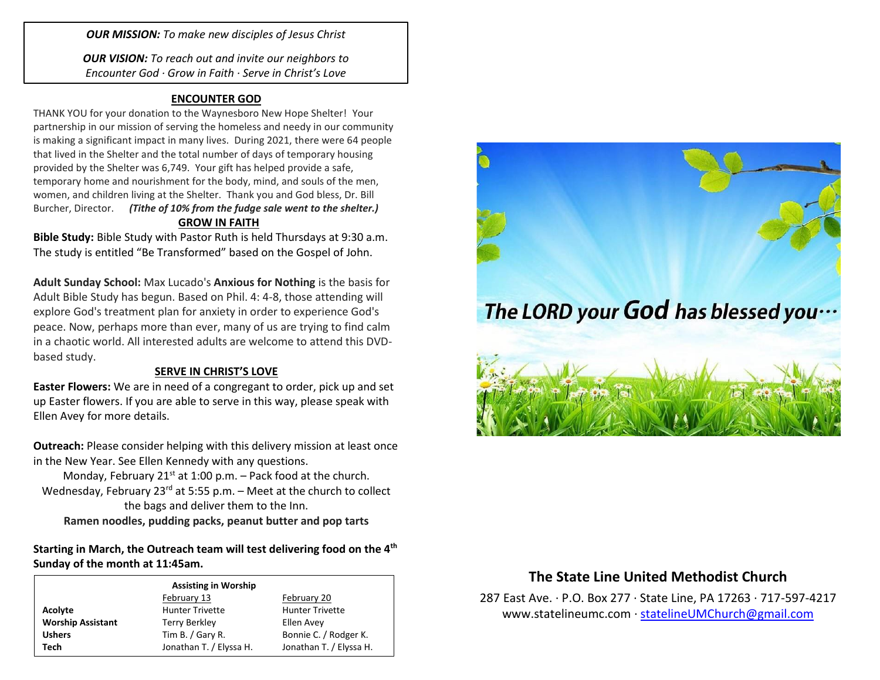*OUR MISSION:* *To make new disciples of Jesus Christ*

*OUR VISION:* *To reach out and invite our neighbors to Encounter God · Grow in Faith · Serve in Christ's Love*

## ENCOUNTER GOD

THANK YOU for your donation to the Waynesboro New Hope Shelter! Your partnership in our mission of serving the homeless and needy in our community is making a significant impact in many lives. During 2021, there were 64 people that lived in the Shelter and the total number of days of temporary housing provided by the Shelter was 6,749. Your gift has helped provide a safe, temporary home and nourishment for the body, mind, and souls of the men, women, and children living at the Shelter. Thank you and God bless, Dr. Bill Burcher, Director. ***(Tithe of 10% from the fudge sale went to the shelter.)***

## GROW IN FAITH

**Bible Study:** Bible Study with Pastor Ruth is held Thursdays at 9:30 a.m. The study is entitled "Be Transformed" based on the Gospel of John.

**Adult Sunday School:** Max Lucado's **Anxious for Nothing** is the basis for Adult Bible Study has begun. Based on Phil. 4: 4-8, those attending will explore God's treatment plan for anxiety in order to experience God's peace. Now, perhaps more than ever, many of us are trying to find calm in a chaotic world. All interested adults are welcome to attend this DVD-based study.

## SERVE IN CHRIST'S LOVE

**Easter Flowers:** We are in need of a congregant to order, pick up and set up Easter flowers. If you are able to serve in this way, please speak with Ellen Avey for more details.

**Outreach:** Please consider helping with this delivery mission at least once in the New Year. See Ellen Kennedy with any questions.

Monday, February 21st at 1:00 p.m. – Pack food at the church.

Wednesday, February 23rd at 5:55 p.m. – Meet at the church to collect the bags and deliver them to the Inn.

**Ramen noodles, pudding packs, peanut butter and pop tarts**

**Starting in March, the Outreach team will test delivering food on the 4th Sunday of the month at 11:45am.**

**Assisting in Worship**

| | February 13 | February 20 |
|---|---|---|
| **Acolyte** | Hunter Trivette | Hunter Trivette |
| **Worship Assistant** | Terry Berkley | Ellen Avey |
| **Ushers** | Tim B. / Gary R. | Bonnie C. / Rodger K. |
| **Tech** | Jonathan T. / Elyssa H. | Jonathan T. / Elyssa H. |

The LORD your God has blessed you…

## The State Line United Methodist Church

287 East Ave. · P.O. Box 277 · State Line, PA 17263 · 717-597-4217

www.statelineumc.com · statelineUMChurch@gmail.com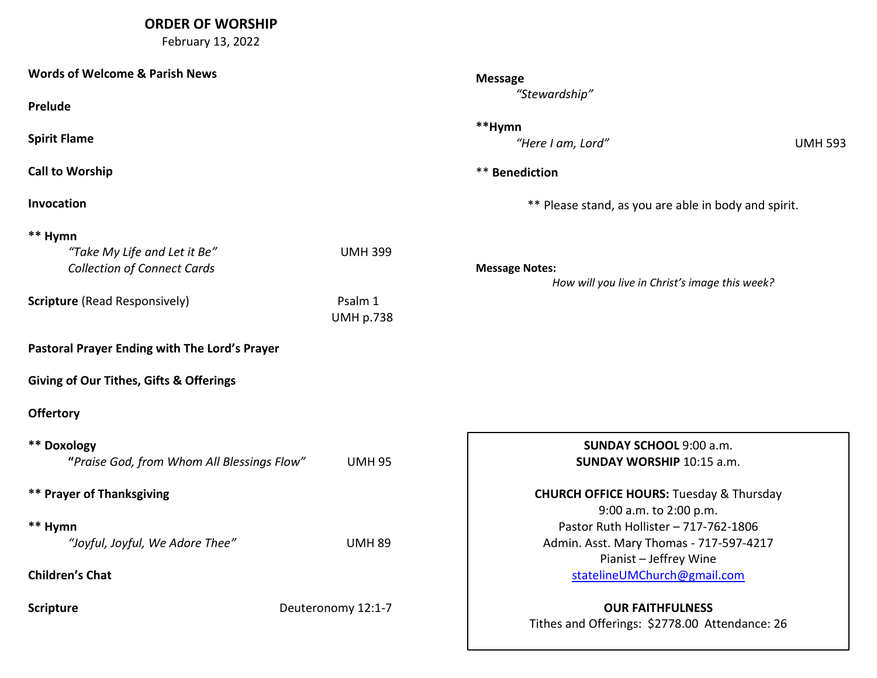# ORDER OF WORSHIP

February 13, 2022

**Words of Welcome & Parish News**

**Prelude**

**Spirit Flame**

**Call to Worship**

**Invocation**

**\*\* Hymn**
*"Take My Life and Let it Be"* UMH 399
*Collection of Connect Cards*

**Scripture** (Read Responsively) Psalm 1
UMH p.738

**Pastoral Prayer Ending with The Lord's Prayer**

**Giving of Our Tithes, Gifts & Offerings**

**Offertory**

**\*\* Doxology**
**"***Praise God, from Whom All Blessings Flow"* UMH 95

**\*\* Prayer of Thanksgiving**

**\*\* Hymn**
*"Joyful, Joyful, We Adore Thee"* UMH 89

**Children's Chat**

**Scripture** Deuteronomy 12:1-7

**Message**
*"Stewardship"*

**\*\*Hymn**
*"Here I am, Lord"* UMH 593

\*\* **Benediction**

\*\* Please stand, as you are able in body and spirit.

**Message Notes:**
*How will you live in Christ's image this week?*

**SUNDAY SCHOOL** 9:00 a.m.
**SUNDAY WORSHIP** 10:15 a.m.

**CHURCH OFFICE HOURS:** Tuesday & Thursday
9:00 a.m. to 2:00 p.m.
Pastor Ruth Hollister – 717-762-1806
Admin. Asst. Mary Thomas - 717-597-4217
Pianist – Jeffrey Wine
statelineUMChurch@gmail.com

**OUR FAITHFULNESS**
Tithes and Offerings: $2778.00 Attendance: 26